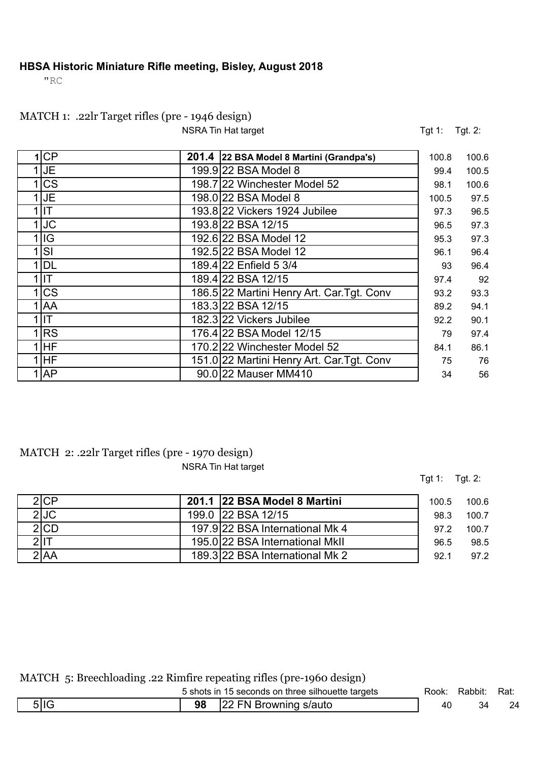**HBSA Historic Miniature Rifle meeting, Bisley, August 2018**

"RC

MATCH 1: .22lr Target rifles (pre - 1946 design)

NSRA Tin Hat target

| Match | Name | Score | Rifle | Tgt 1: | Tgt. 2: |
|---|---|---|---|---|---|
| 1 | CP | **201.4** | **22 BSA Model 8 Martini (Grandpa's)** | 100.8 | 100.6 |
| 1 | JE | 199.9 | 22 BSA Model 8 | 99.4 | 100.5 |
| 1 | CS | 198.7 | 22 Winchester Model 52 | 98.1 | 100.6 |
| 1 | JE | 198.0 | 22 BSA Model 8 | 100.5 | 97.5 |
| 1 | IT | 193.8 | 22 Vickers 1924 Jubilee | 97.3 | 96.5 |
| 1 | JC | 193.8 | 22 BSA 12/15 | 96.5 | 97.3 |
| 1 | IG | 192.6 | 22 BSA Model 12 | 95.3 | 97.3 |
| 1 | SI | 192.5 | 22 BSA Model 12 | 96.1 | 96.4 |
| 1 | DL | 189.4 | 22 Enfield 5 3/4 | 93 | 96.4 |
| 1 | IT | 189.4 | 22 BSA 12/15 | 97.4 | 92 |
| 1 | CS | 186.5 | 22 Martini Henry Art. Car.Tgt. Conv | 93.2 | 93.3 |
| 1 | AA | 183.3 | 22 BSA 12/15 | 89.2 | 94.1 |
| 1 | IT | 182.3 | 22 Vickers Jubilee | 92.2 | 90.1 |
| 1 | RS | 176.4 | 22 BSA Model 12/15 | 79 | 97.4 |
| 1 | HF | 170.2 | 22 Winchester Model 52 | 84.1 | 86.1 |
| 1 | HF | 151.0 | 22 Martini Henry Art. Car.Tgt. Conv | 75 | 76 |
| 1 | AP | 90.0 | 22 Mauser MM410 | 34 | 56 |

MATCH 2: .22lr Target rifles (pre - 1970 design)

NSRA Tin Hat target

| Match | Name | Score | Rifle | Tgt 1: | Tgt. 2: |
|---|---|---|---|---|---|
| 2 | CP | **201.1** | **22 BSA Model 8 Martini** | 100.5 | 100.6 |
| 2 | JC | 199.0 | 22 BSA 12/15 | 98.3 | 100.7 |
| 2 | CD | 197.9 | 22 BSA International Mk 4 | 97.2 | 100.7 |
| 2 | IT | 195.0 | 22 BSA International MkII | 96.5 | 98.5 |
| 2 | AA | 189.3 | 22 BSA International Mk 2 | 92.1 | 97.2 |

MATCH 5: Breechloading .22 Rimfire repeating rifles (pre-1960 design)

5 shots in 15 seconds on three silhouette targets

| Match | Name | Score | Rifle | Rook: | Rabbit: | Rat: |
|---|---|---|---|---|---|---|
| 5 | IG | **98** | 22 FN Browning s/auto | 40 | 34 | 24 |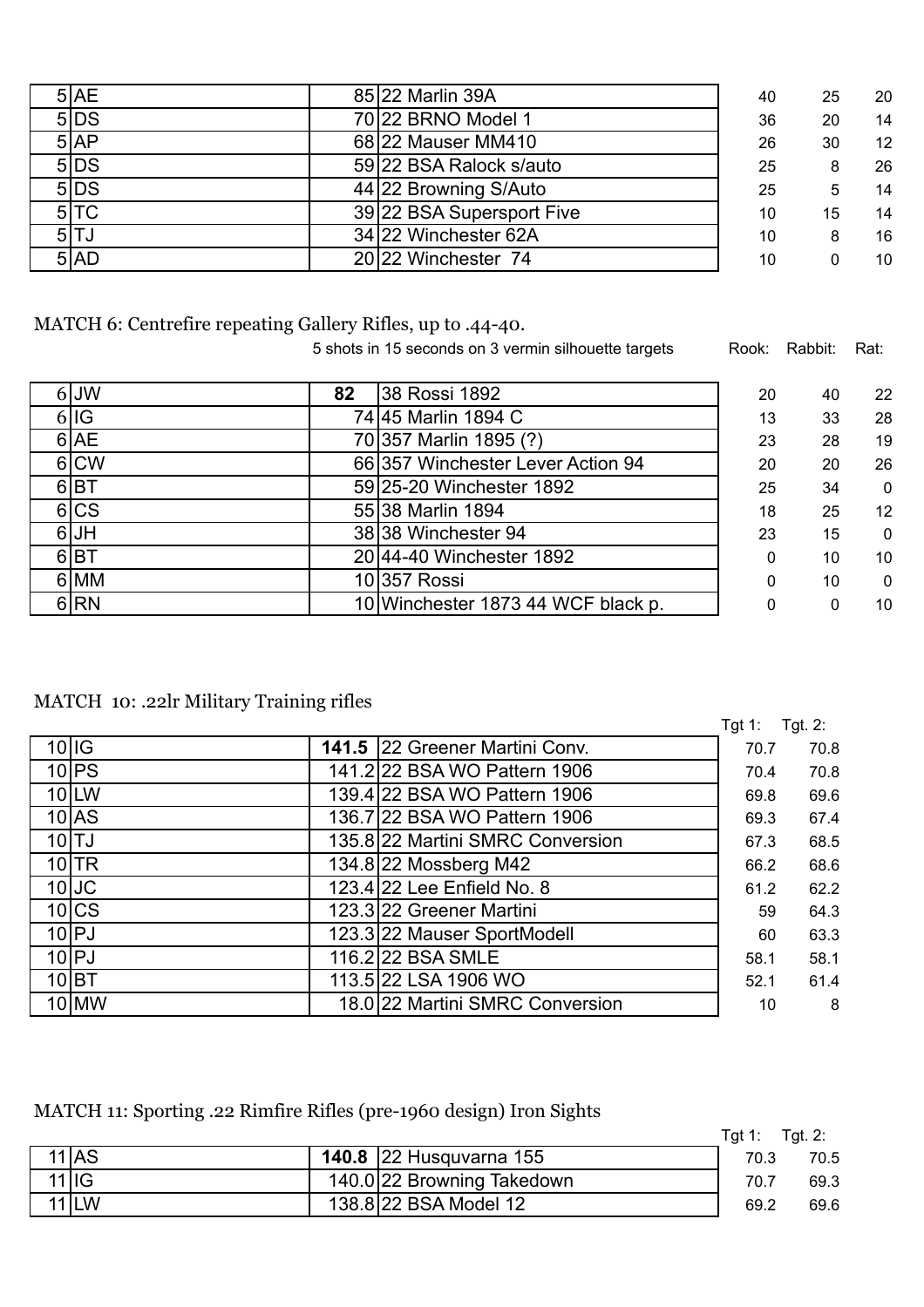| | | | | | | |
|---|---|---|---|---|---|---|
| 5 | AE | 85 | 22 Marlin 39A | 40 | 25 | 20 |
| 5 | DS | 70 | 22 BRNO Model 1 | 36 | 20 | 14 |
| 5 | AP | 68 | 22 Mauser MM410 | 26 | 30 | 12 |
| 5 | DS | 59 | 22 BSA Ralock s/auto | 25 | 8 | 26 |
| 5 | DS | 44 | 22 Browning S/Auto | 25 | 5 | 14 |
| 5 | TC | 39 | 22 BSA Supersport Five | 10 | 15 | 14 |
| 5 | TJ | 34 | 22 Winchester 62A | 10 | 8 | 16 |
| 5 | AD | 20 | 22 Winchester 74 | 10 | 0 | 10 |

MATCH 6: Centrefire repeating Gallery Rifles, up to .44-40.

5 shots in 15 seconds on 3 vermin silhouette targets

| | | | | Rook: | Rabbit: | Rat: |
|---|---|---|---|---|---|---|
| 6 | JW | **82** | 38 Rossi 1892 | 20 | 40 | 22 |
| 6 | IG | 74 | 45 Marlin 1894 C | 13 | 33 | 28 |
| 6 | AE | 70 | 357 Marlin 1895 (?) | 23 | 28 | 19 |
| 6 | CW | 66 | 357 Winchester Lever Action 94 | 20 | 20 | 26 |
| 6 | BT | 59 | 25-20 Winchester 1892 | 25 | 34 | 0 |
| 6 | CS | 55 | 38 Marlin 1894 | 18 | 25 | 12 |
| 6 | JH | 38 | 38 Winchester 94 | 23 | 15 | 0 |
| 6 | BT | 20 | 44-40 Winchester 1892 | 0 | 10 | 10 |
| 6 | MM | 10 | 357 Rossi | 0 | 10 | 0 |
| 6 | RN | 10 | Winchester 1873 44 WCF black p. | 0 | 0 | 10 |

MATCH 10: .22lr Military Training rifles

| | | | | Tgt 1: | Tgt. 2: |
|---|---|---|---|---|---|
| 10 | IG | **141.5** | 22 Greener Martini Conv. | 70.7 | 70.8 |
| 10 | PS | 141.2 | 22 BSA WO Pattern 1906 | 70.4 | 70.8 |
| 10 | LW | 139.4 | 22 BSA WO Pattern 1906 | 69.8 | 69.6 |
| 10 | AS | 136.7 | 22 BSA WO Pattern 1906 | 69.3 | 67.4 |
| 10 | TJ | 135.8 | 22 Martini SMRC Conversion | 67.3 | 68.5 |
| 10 | TR | 134.8 | 22 Mossberg M42 | 66.2 | 68.6 |
| 10 | JC | 123.4 | 22 Lee Enfield No. 8 | 61.2 | 62.2 |
| 10 | CS | 123.3 | 22 Greener Martini | 59 | 64.3 |
| 10 | PJ | 123.3 | 22 Mauser SportModell | 60 | 63.3 |
| 10 | PJ | 116.2 | 22 BSA SMLE | 58.1 | 58.1 |
| 10 | BT | 113.5 | 22 LSA 1906 WO | 52.1 | 61.4 |
| 10 | MW | 18.0 | 22 Martini SMRC Conversion | 10 | 8 |

MATCH 11: Sporting .22 Rimfire Rifles (pre-1960 design) Iron Sights

| | | | | Tgt 1: | Tgt. 2: |
|---|---|---|---|---|---|
| 11 | AS | **140.8** | 22 Husqvarna 155 | 70.3 | 70.5 |
| 11 | IG | 140.0 | 22 Browning Takedown | 70.7 | 69.3 |
| 11 | LW | 138.8 | 22 BSA Model 12 | 69.2 | 69.6 |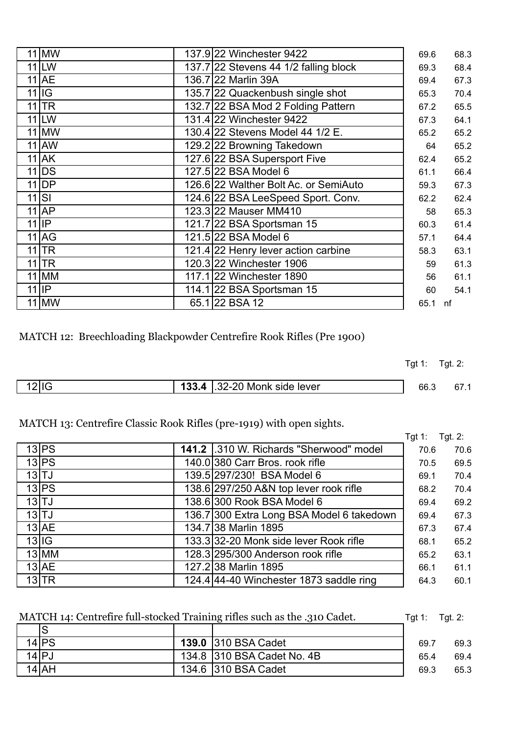| | | | | | |
|---|---|---|---|---|---|
| 11 | MW | 137.9 | 22 Winchester 9422 | 69.6 | 68.3 |
| 11 | LW | 137.7 | 22 Stevens 44 1/2 falling block | 69.3 | 68.4 |
| 11 | AE | 136.7 | 22 Marlin 39A | 69.4 | 67.3 |
| 11 | IG | 135.7 | 22 Quackenbush single shot | 65.3 | 70.4 |
| 11 | TR | 132.7 | 22 BSA Mod 2 Folding Pattern | 67.2 | 65.5 |
| 11 | LW | 131.4 | 22 Winchester 9422 | 67.3 | 64.1 |
| 11 | MW | 130.4 | 22 Stevens Model 44 1/2 E. | 65.2 | 65.2 |
| 11 | AW | 129.2 | 22 Browning Takedown | 64 | 65.2 |
| 11 | AK | 127.6 | 22 BSA Supersport Five | 62.4 | 65.2 |
| 11 | DS | 127.5 | 22 BSA Model 6 | 61.1 | 66.4 |
| 11 | DP | 126.6 | 22 Walther Bolt Ac. or SemiAuto | 59.3 | 67.3 |
| 11 | SI | 124.6 | 22 BSA LeeSpeed Sport. Conv. | 62.2 | 62.4 |
| 11 | AP | 123.3 | 22 Mauser MM410 | 58 | 65.3 |
| 11 | IP | 121.7 | 22 BSA Sportsman 15 | 60.3 | 61.4 |
| 11 | AG | 121.5 | 22 BSA Model 6 | 57.1 | 64.4 |
| 11 | TR | 121.4 | 22 Henry lever action carbine | 58.3 | 63.1 |
| 11 | TR | 120.3 | 22 Winchester 1906 | 59 | 61.3 |
| 11 | MM | 117.1 | 22 Winchester 1890 | 56 | 61.1 |
| 11 | IP | 114.1 | 22 BSA Sportsman 15 | 60 | 54.1 |
| 11 | MW | 65.1 | 22 BSA 12 | 65.1 | nf |

MATCH 12: Breechloading Blackpowder Centrefire Rook Rifles (Pre 1900)

| | | | | Tgt 1: | Tgt. 2: |
|---|---|---|---|---|---|
| 12 | IG | **133.4** | .32-20 Monk side lever | 66.3 | 67.1 |

MATCH 13: Centrefire Classic Rook Rifles (pre-1919) with open sights.

| | | | | Tgt 1: | Tgt. 2: |
|---|---|---|---|---|---|
| 13 | PS | **141.2** | .310 W. Richards "Sherwood" model | 70.6 | 70.6 |
| 13 | PS | 140.0 | 380 Carr Bros. rook rifle | 70.5 | 69.5 |
| 13 | TJ | 139.5 | 297/230! BSA Model 6 | 69.1 | 70.4 |
| 13 | PS | 138.6 | 297/250 A&N top lever rook rifle | 68.2 | 70.4 |
| 13 | TJ | 138.6 | 300 Rook BSA Model 6 | 69.4 | 69.2 |
| 13 | TJ | 136.7 | 300 Extra Long BSA Model 6 takedown | 69.4 | 67.3 |
| 13 | AE | 134.7 | 38 Marlin 1895 | 67.3 | 67.4 |
| 13 | IG | 133.3 | 32-20 Monk side lever Rook rifle | 68.1 | 65.2 |
| 13 | MM | 128.3 | 295/300 Anderson rook rifle | 65.2 | 63.1 |
| 13 | AE | 127.2 | 38 Marlin 1895 | 66.1 | 61.1 |
| 13 | TR | 124.4 | 44-40 Winchester 1873 saddle ring | 64.3 | 60.1 |

MATCH 14: Centrefire full-stocked Training rifles such as the .310 Cadet.

| | | | | Tgt 1: | Tgt. 2: |
|---|---|---|---|---|---|
| | S | | | | |
| 14 | PS | **139.0** | 310 BSA Cadet | 69.7 | 69.3 |
| 14 | PJ | 134.8 | 310 BSA Cadet No. 4B | 65.4 | 69.4 |
| 14 | AH | 134.6 | 310 BSA Cadet | 69.3 | 65.3 |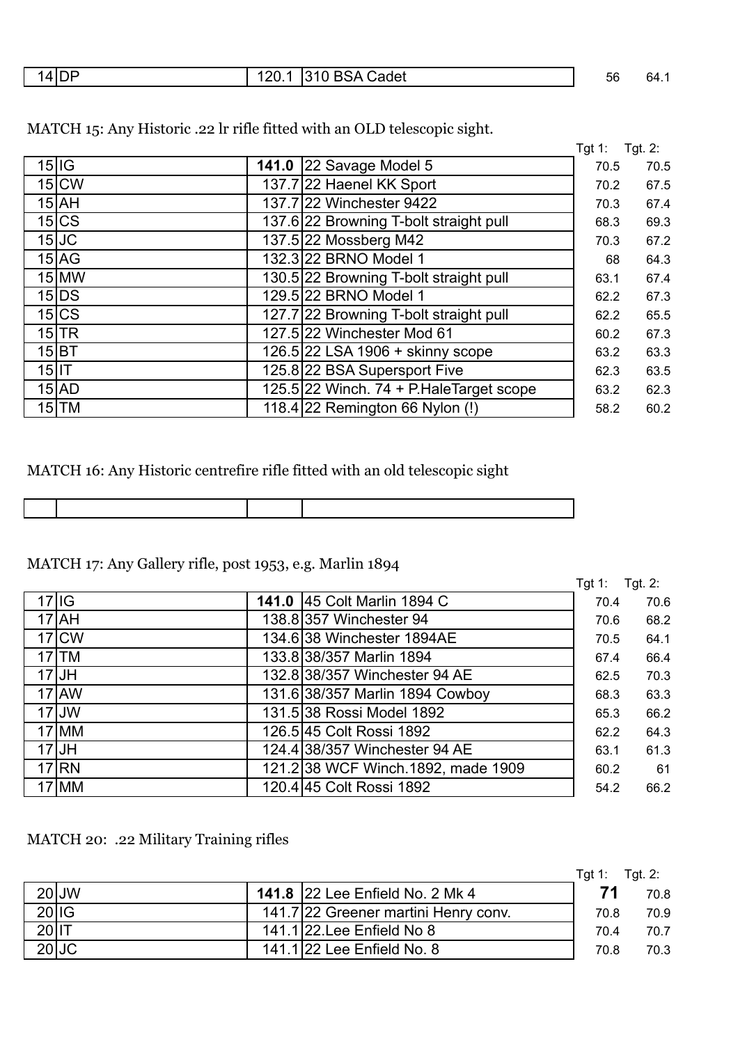| | | | | | |
|---|---|---|---|---|---|
| 14 | DP | 120.1 | 310 BSA Cadet | 56 | 64.1 |

MATCH 15: Any Historic .22 lr rifle fitted with an OLD telescopic sight.

| | | | | Tgt 1: | Tgt. 2: |
|---|---|---|---|---|---|
| 15 | IG | **141.0** | 22 Savage Model 5 | 70.5 | 70.5 |
| 15 | CW | 137.7 | 22 Haenel KK Sport | 70.2 | 67.5 |
| 15 | AH | 137.7 | 22 Winchester 9422 | 70.3 | 67.4 |
| 15 | CS | 137.6 | 22 Browning T-bolt straight pull | 68.3 | 69.3 |
| 15 | JC | 137.5 | 22 Mossberg M42 | 70.3 | 67.2 |
| 15 | AG | 132.3 | 22 BRNO Model 1 | 68 | 64.3 |
| 15 | MW | 130.5 | 22 Browning T-bolt straight pull | 63.1 | 67.4 |
| 15 | DS | 129.5 | 22 BRNO Model 1 | 62.2 | 67.3 |
| 15 | CS | 127.7 | 22 Browning T-bolt straight pull | 62.2 | 65.5 |
| 15 | TR | 127.5 | 22 Winchester Mod 61 | 60.2 | 67.3 |
| 15 | BT | 126.5 | 22 LSA 1906 + skinny scope | 63.2 | 63.3 |
| 15 | IT | 125.8 | 22 BSA Supersport Five | 62.3 | 63.5 |
| 15 | AD | 125.5 | 22 Winch. 74 + P.HaleTarget scope | 63.2 | 62.3 |
| 15 | TM | 118.4 | 22 Remington 66 Nylon (!) | 58.2 | 60.2 |

MATCH 16: Any Historic centrefire rifle fitted with an old telescopic sight

| | | | |
|---|---|---|---|
| | | | |

MATCH 17: Any Gallery rifle, post 1953, e.g. Marlin 1894

| | | | | Tgt 1: | Tgt. 2: |
|---|---|---|---|---|---|
| 17 | IG | **141.0** | 45 Colt Marlin 1894 C | 70.4 | 70.6 |
| 17 | AH | 138.8 | 357 Winchester 94 | 70.6 | 68.2 |
| 17 | CW | 134.6 | 38 Winchester 1894AE | 70.5 | 64.1 |
| 17 | TM | 133.8 | 38/357 Marlin 1894 | 67.4 | 66.4 |
| 17 | JH | 132.8 | 38/357 Winchester 94 AE | 62.5 | 70.3 |
| 17 | AW | 131.6 | 38/357 Marlin 1894 Cowboy | 68.3 | 63.3 |
| 17 | JW | 131.5 | 38 Rossi Model 1892 | 65.3 | 66.2 |
| 17 | MM | 126.5 | 45 Colt Rossi 1892 | 62.2 | 64.3 |
| 17 | JH | 124.4 | 38/357 Winchester 94 AE | 63.1 | 61.3 |
| 17 | RN | 121.2 | 38 WCF Winch.1892, made 1909 | 60.2 | 61 |
| 17 | MM | 120.4 | 45 Colt Rossi 1892 | 54.2 | 66.2 |

MATCH 20: .22 Military Training rifles

| | | | | Tgt 1: | Tgt. 2: |
|---|---|---|---|---|---|
| 20 | JW | **141.8** | 22 Lee Enfield No. 2 Mk 4 | **71** | 70.8 |
| 20 | IG | 141.7 | 22 Greener martini Henry conv. | 70.8 | 70.9 |
| 20 | IT | 141.1 | 22.Lee Enfield No 8 | 70.4 | 70.7 |
| 20 | JC | 141.1 | 22 Lee Enfield No. 8 | 70.8 | 70.3 |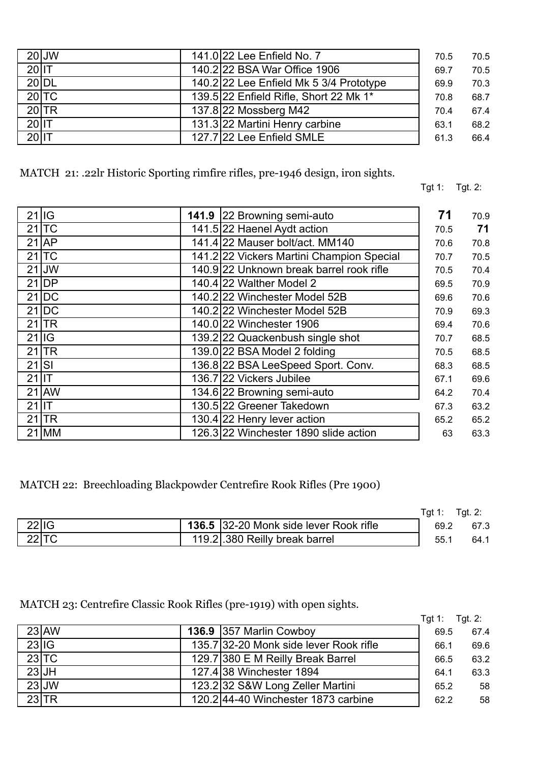| | | | | | |
|---|---|---|---|---|---|
| 20 | JW | 141.0 | 22 Lee Enfield No. 7 | 70.5 | 70.5 |
| 20 | IT | 140.2 | 22 BSA War Office 1906 | 69.7 | 70.5 |
| 20 | DL | 140.2 | 22 Lee Enfield Mk 5 3/4 Prototype | 69.9 | 70.3 |
| 20 | TC | 139.5 | 22 Enfield Rifle, Short 22 Mk 1* | 70.8 | 68.7 |
| 20 | TR | 137.8 | 22 Mossberg M42 | 70.4 | 67.4 |
| 20 | IT | 131.3 | 22 Martini Henry carbine | 63.1 | 68.2 |
| 20 | IT | 127.7 | 22 Lee Enfield SMLE | 61.3 | 66.4 |

MATCH 21: .22lr Historic Sporting rimfire rifles, pre-1946 design, iron sights.

| | | | | Tgt 1: | Tgt. 2: |
|---|---|---|---|---|---|
| 21 | IG | **141.9** | 22 Browning semi-auto | **71** | 70.9 |
| 21 | TC | 141.5 | 22 Haenel Aydt action | 70.5 | **71** |
| 21 | AP | 141.4 | 22 Mauser bolt/act. MM140 | 70.6 | 70.8 |
| 21 | TC | 141.2 | 22 Vickers Martini Champion Special | 70.7 | 70.5 |
| 21 | JW | 140.9 | 22 Unknown break barrel rook rifle | 70.5 | 70.4 |
| 21 | DP | 140.4 | 22 Walther Model 2 | 69.5 | 70.9 |
| 21 | DC | 140.2 | 22 Winchester Model 52B | 69.6 | 70.6 |
| 21 | DC | 140.2 | 22 Winchester Model 52B | 70.9 | 69.3 |
| 21 | TR | 140.0 | 22 Winchester 1906 | 69.4 | 70.6 |
| 21 | IG | 139.2 | 22 Quackenbush single shot | 70.7 | 68.5 |
| 21 | TR | 139.0 | 22 BSA Model 2 folding | 70.5 | 68.5 |
| 21 | SI | 136.8 | 22 BSA LeeSpeed Sport. Conv. | 68.3 | 68.5 |
| 21 | IT | 136.7 | 22 Vickers Jubilee | 67.1 | 69.6 |
| 21 | AW | 134.6 | 22 Browning semi-auto | 64.2 | 70.4 |
| 21 | IT | 130.5 | 22 Greener Takedown | 67.3 | 63.2 |
| 21 | TR | 130.4 | 22 Henry lever action | 65.2 | 65.2 |
| 21 | MM | 126.3 | 22 Winchester 1890 slide action | 63 | 63.3 |

MATCH 22: Breechloading Blackpowder Centrefire Rook Rifles (Pre 1900)

| | | | | Tgt 1: | Tgt. 2: |
|---|---|---|---|---|---|
| 22 | IG | **136.5** | 32-20 Monk side lever Rook rifle | 69.2 | 67.3 |
| 22 | TC | 119.2 | .380 Reilly break barrel | 55.1 | 64.1 |

MATCH 23: Centrefire Classic Rook Rifles (pre-1919) with open sights.

| | | | | Tgt 1: | Tgt. 2: |
|---|---|---|---|---|---|
| 23 | AW | **136.9** | 357 Marlin Cowboy | 69.5 | 67.4 |
| 23 | IG | 135.7 | 32-20 Monk side lever Rook rifle | 66.1 | 69.6 |
| 23 | TC | 129.7 | 380 E M Reilly Break Barrel | 66.5 | 63.2 |
| 23 | JH | 127.4 | 38 Winchester 1894 | 64.1 | 63.3 |
| 23 | JW | 123.2 | 32 S&W Long Zeller Martini | 65.2 | 58 |
| 23 | TR | 120.2 | 44-40 Winchester 1873 carbine | 62.2 | 58 |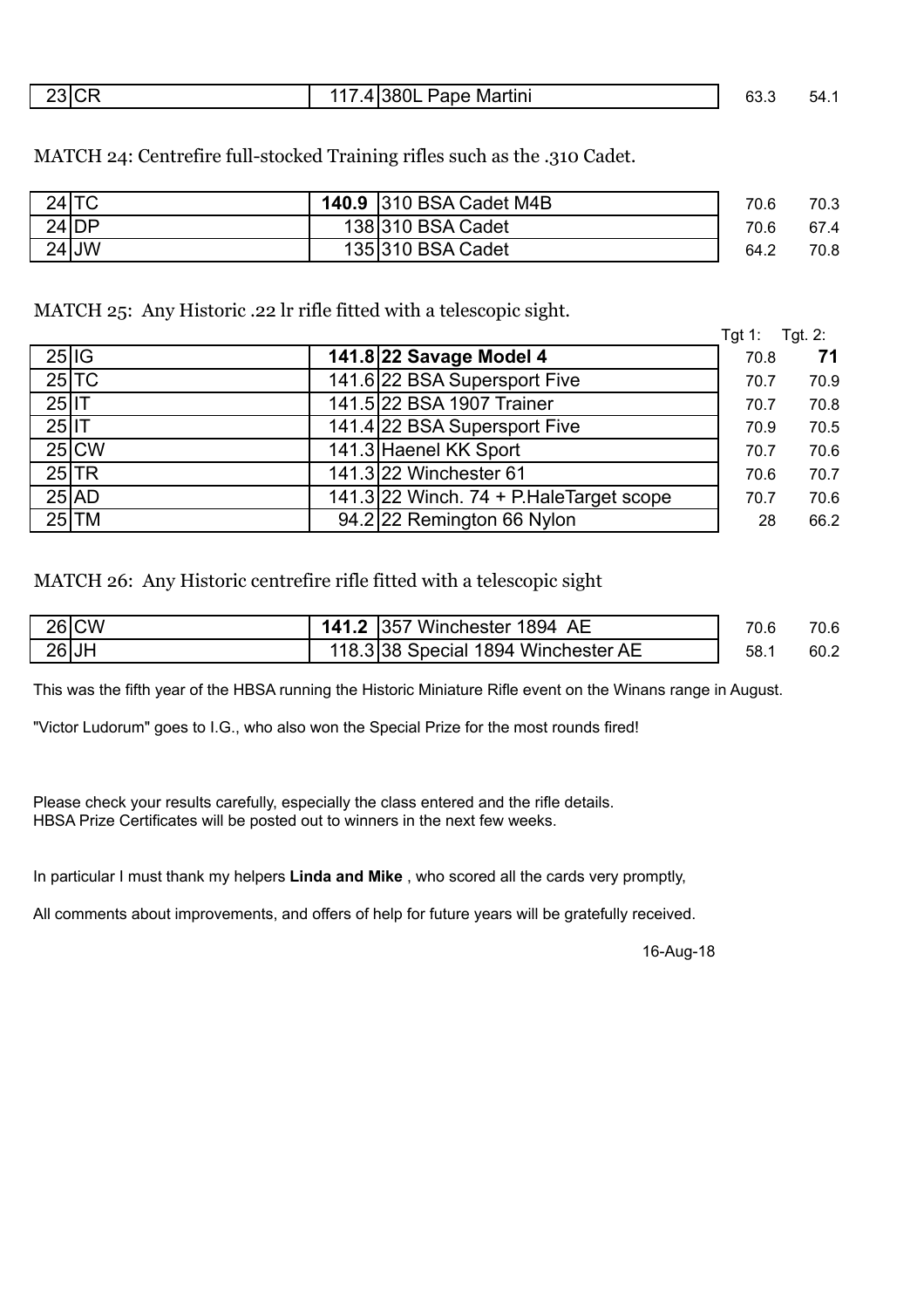| | | | | | |
|---|---|---|---|---|---|
| 23 | CR | 117.4 | 380L Pape Martini | 63.3 | 54.1 |

MATCH 24: Centrefire full-stocked Training rifles such as the .310 Cadet.

| | | | | | |
|---|---|---|---|---|---|
| 24 | TC | **140.9** | 310 BSA Cadet M4B | 70.6 | 70.3 |
| 24 | DP | 138 | 310 BSA Cadet | 70.6 | 67.4 |
| 24 | JW | 135 | 310 BSA Cadet | 64.2 | 70.8 |

MATCH 25: Any Historic .22 lr rifle fitted with a telescopic sight.

| | | | | Tgt 1: | Tgt. 2: |
|---|---|---|---|---|---|
| 25 | IG | **141.8** | **22 Savage Model 4** | 70.8 | **71** |
| 25 | TC | 141.6 | 22 BSA Supersport Five | 70.7 | 70.9 |
| 25 | IT | 141.5 | 22 BSA 1907 Trainer | 70.7 | 70.8 |
| 25 | IT | 141.4 | 22 BSA Supersport Five | 70.9 | 70.5 |
| 25 | CW | 141.3 | Haenel KK Sport | 70.7 | 70.6 |
| 25 | TR | 141.3 | 22 Winchester 61 | 70.6 | 70.7 |
| 25 | AD | 141.3 | 22 Winch. 74 + P.HaleTarget scope | 70.7 | 70.6 |
| 25 | TM | 94.2 | 22 Remington 66 Nylon | 28 | 66.2 |

MATCH 26: Any Historic centrefire rifle fitted with a telescopic sight

| | | | | | |
|---|---|---|---|---|---|
| 26 | CW | **141.2** | 357 Winchester 1894 AE | 70.6 | 70.6 |
| 26 | JH | 118.3 | 38 Special 1894 Winchester AE | 58.1 | 60.2 |

This was the fifth year of the HBSA running the Historic Miniature Rifle event on the Winans range in August.

"Victor Ludorum" goes to I.G., who also won the Special Prize for the most rounds fired!

Please check your results carefully, especially the class entered and the rifle details.
HBSA Prize Certificates will be posted out to winners in the next few weeks.

In particular I must thank my helpers **Linda and Mike** , who scored all the cards very promptly,

All comments about improvements, and offers of help for future years will be gratefully received.

16-Aug-18